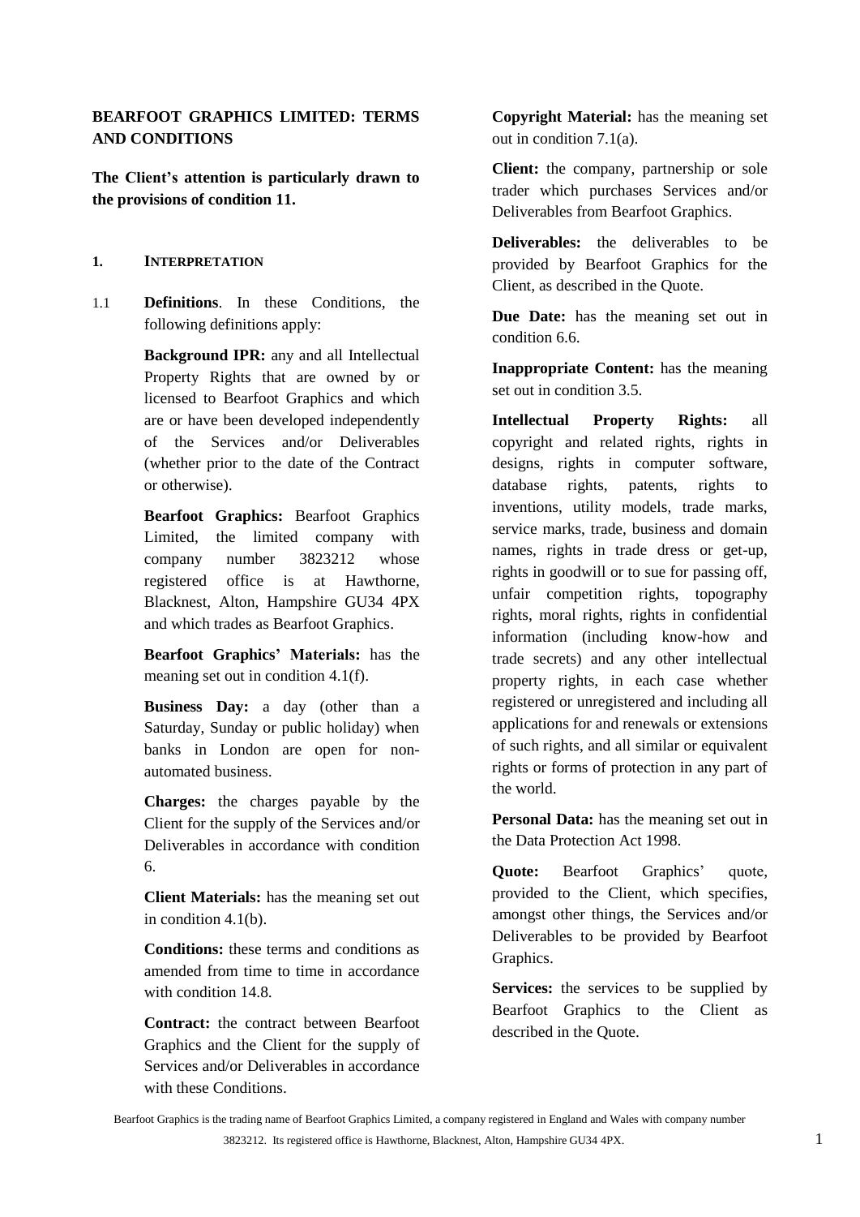# BEARFOOT GRAPHICS LIMITED: TERMS AND CONDITIONS

**The Client's attention is particularly drawn to the provisions of condition 11.**

## 1. INTERPRETATION

1.1 **Definitions**. In these Conditions, the following definitions apply:

**Background IPR:** any and all Intellectual Property Rights that are owned by or licensed to Bearfoot Graphics and which are or have been developed independently of the Services and/or Deliverables (whether prior to the date of the Contract or otherwise).

**Bearfoot Graphics:** Bearfoot Graphics Limited, the limited company with company number 3823212 whose registered office is at Hawthorne, Blacknest, Alton, Hampshire GU34 4PX and which trades as Bearfoot Graphics.

**Bearfoot Graphics' Materials:** has the meaning set out in condition 4.1(f).

**Business Day:** a day (other than a Saturday, Sunday or public holiday) when banks in London are open for non-automated business.

**Charges:** the charges payable by the Client for the supply of the Services and/or Deliverables in accordance with condition 6.

**Client Materials:** has the meaning set out in condition 4.1(b).

**Conditions:** these terms and conditions as amended from time to time in accordance with condition 14.8.

**Contract:** the contract between Bearfoot Graphics and the Client for the supply of Services and/or Deliverables in accordance with these Conditions.

**Copyright Material:** has the meaning set out in condition 7.1(a).

**Client:** the company, partnership or sole trader which purchases Services and/or Deliverables from Bearfoot Graphics.

**Deliverables:** the deliverables to be provided by Bearfoot Graphics for the Client, as described in the Quote.

**Due Date:** has the meaning set out in condition 6.6.

**Inappropriate Content:** has the meaning set out in condition 3.5.

**Intellectual Property Rights:** all copyright and related rights, rights in designs, rights in computer software, database rights, patents, rights to inventions, utility models, trade marks, service marks, trade, business and domain names, rights in trade dress or get-up, rights in goodwill or to sue for passing off, unfair competition rights, topography rights, moral rights, rights in confidential information (including know-how and trade secrets) and any other intellectual property rights, in each case whether registered or unregistered and including all applications for and renewals or extensions of such rights, and all similar or equivalent rights or forms of protection in any part of the world.

**Personal Data:** has the meaning set out in the Data Protection Act 1998.

**Quote:** Bearfoot Graphics' quote, provided to the Client, which specifies, amongst other things, the Services and/or Deliverables to be provided by Bearfoot Graphics.

**Services:** the services to be supplied by Bearfoot Graphics to the Client as described in the Quote.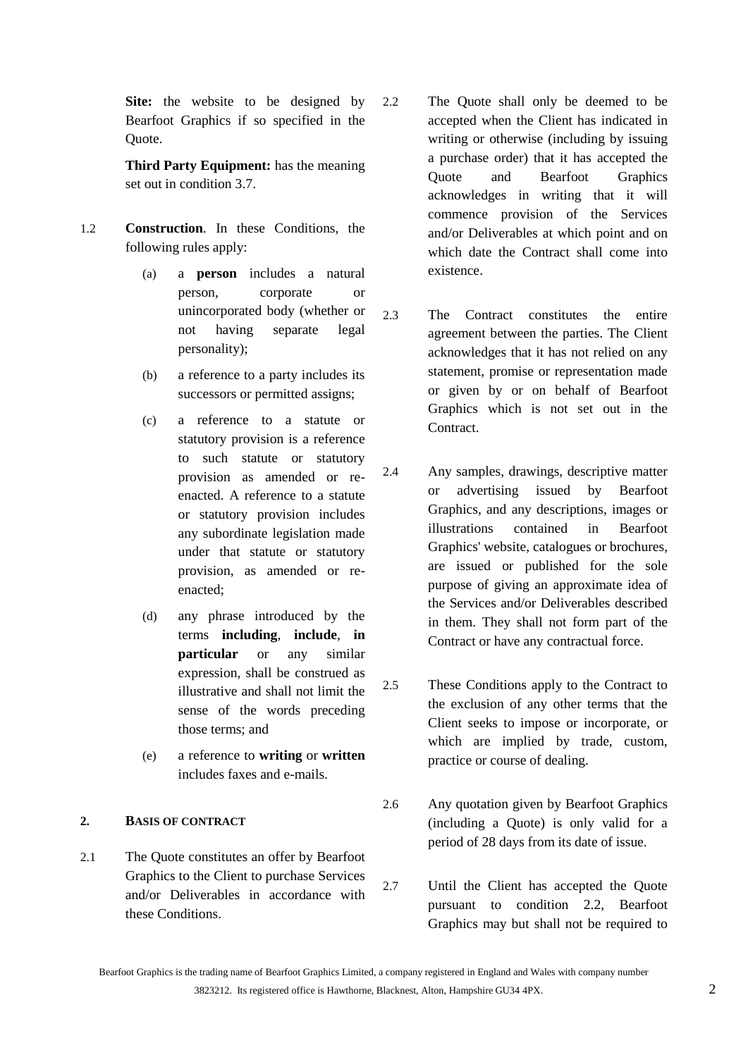**Site:** the website to be designed by Bearfoot Graphics if so specified in the Quote.

**Third Party Equipment:** has the meaning set out in condition 3.7.

1.2 **Construction**. In these Conditions, the following rules apply:

(a) a **person** includes a natural person, corporate or unincorporated body (whether or not having separate legal personality);

(b) a reference to a party includes its successors or permitted assigns;

(c) a reference to a statute or statutory provision is a reference to such statute or statutory provision as amended or re-enacted. A reference to a statute or statutory provision includes any subordinate legislation made under that statute or statutory provision, as amended or re-enacted;

(d) any phrase introduced by the terms **including**, **include**, **in particular** or any similar expression, shall be construed as illustrative and shall not limit the sense of the words preceding those terms; and

(e) a reference to **writing** or **written** includes faxes and e-mails.

## 2. BASIS OF CONTRACT

2.1 The Quote constitutes an offer by Bearfoot Graphics to the Client to purchase Services and/or Deliverables in accordance with these Conditions.

2.2 The Quote shall only be deemed to be accepted when the Client has indicated in writing or otherwise (including by issuing a purchase order) that it has accepted the Quote and Bearfoot Graphics acknowledges in writing that it will commence provision of the Services and/or Deliverables at which point and on which date the Contract shall come into existence.

2.3 The Contract constitutes the entire agreement between the parties. The Client acknowledges that it has not relied on any statement, promise or representation made or given by or on behalf of Bearfoot Graphics which is not set out in the Contract.

2.4 Any samples, drawings, descriptive matter or advertising issued by Bearfoot Graphics, and any descriptions, images or illustrations contained in Bearfoot Graphics' website, catalogues or brochures, are issued or published for the sole purpose of giving an approximate idea of the Services and/or Deliverables described in them. They shall not form part of the Contract or have any contractual force.

2.5 These Conditions apply to the Contract to the exclusion of any other terms that the Client seeks to impose or incorporate, or which are implied by trade, custom, practice or course of dealing.

2.6 Any quotation given by Bearfoot Graphics (including a Quote) is only valid for a period of 28 days from its date of issue.

2.7 Until the Client has accepted the Quote pursuant to condition 2.2, Bearfoot Graphics may but shall not be required to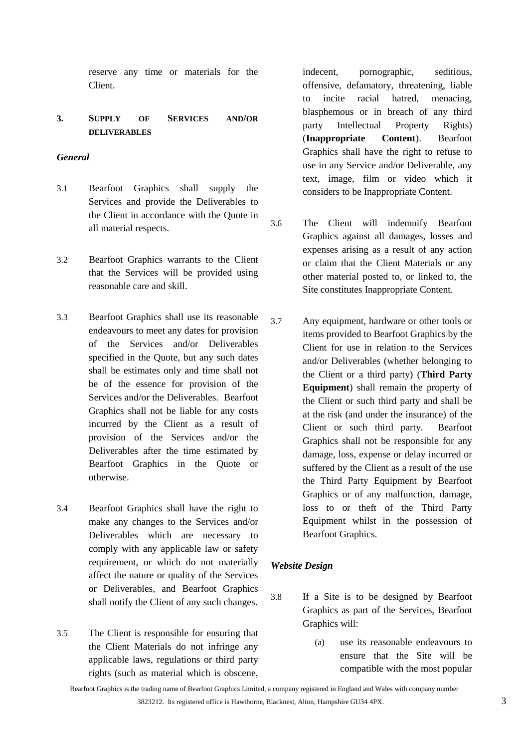reserve any time or materials for the Client.

## 3. SUPPLY OF SERVICES AND/OR DELIVERABLES

### *General*

3.1 Bearfoot Graphics shall supply the Services and provide the Deliverables to the Client in accordance with the Quote in all material respects.

3.2 Bearfoot Graphics warrants to the Client that the Services will be provided using reasonable care and skill.

3.3 Bearfoot Graphics shall use its reasonable endeavours to meet any dates for provision of the Services and/or Deliverables specified in the Quote, but any such dates shall be estimates only and time shall not be of the essence for provision of the Services and/or the Deliverables. Bearfoot Graphics shall not be liable for any costs incurred by the Client as a result of provision of the Services and/or the Deliverables after the time estimated by Bearfoot Graphics in the Quote or otherwise.

3.4 Bearfoot Graphics shall have the right to make any changes to the Services and/or Deliverables which are necessary to comply with any applicable law or safety requirement, or which do not materially affect the nature or quality of the Services or Deliverables, and Bearfoot Graphics shall notify the Client of any such changes.

3.5 The Client is responsible for ensuring that the Client Materials do not infringe any applicable laws, regulations or third party rights (such as material which is obscene, indecent, pornographic, seditious, offensive, defamatory, threatening, liable to incite racial hatred, menacing, blasphemous or in breach of any third party Intellectual Property Rights) (**Inappropriate Content**). Bearfoot Graphics shall have the right to refuse to use in any Service and/or Deliverable, any text, image, film or video which it considers to be Inappropriate Content.

3.6 The Client will indemnify Bearfoot Graphics against all damages, losses and expenses arising as a result of any action or claim that the Client Materials or any other material posted to, or linked to, the Site constitutes Inappropriate Content.

3.7 Any equipment, hardware or other tools or items provided to Bearfoot Graphics by the Client for use in relation to the Services and/or Deliverables (whether belonging to the Client or a third party) (**Third Party Equipment**) shall remain the property of the Client or such third party and shall be at the risk (and under the insurance) of the Client or such third party. Bearfoot Graphics shall not be responsible for any damage, loss, expense or delay incurred or suffered by the Client as a result of the use the Third Party Equipment by Bearfoot Graphics or of any malfunction, damage, loss to or theft of the Third Party Equipment whilst in the possession of Bearfoot Graphics.

### *Website Design*

3.8 If a Site is to be designed by Bearfoot Graphics as part of the Services, Bearfoot Graphics will:

(a) use its reasonable endeavours to ensure that the Site will be compatible with the most popular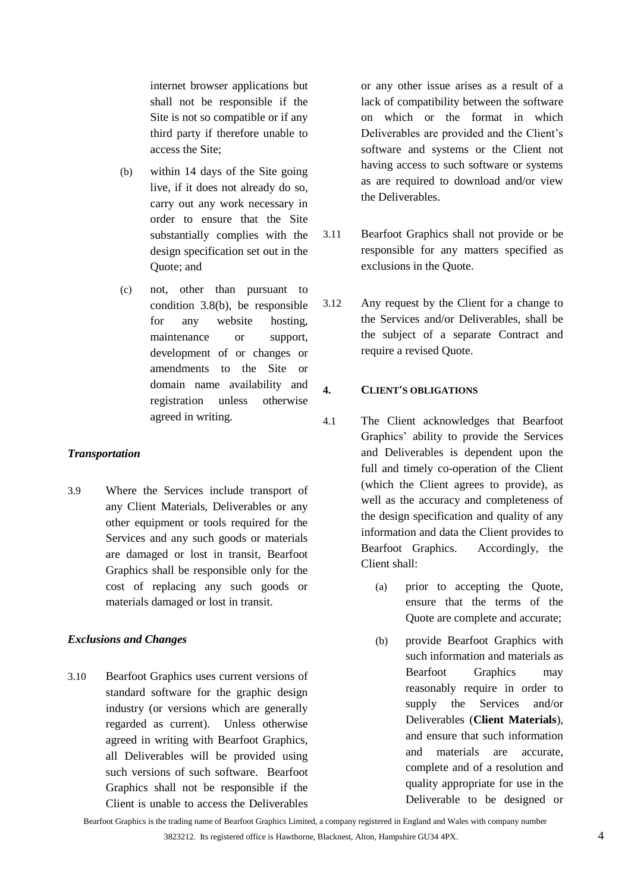internet browser applications but shall not be responsible if the Site is not so compatible or if any third party if therefore unable to access the Site;

(b) within 14 days of the Site going live, if it does not already do so, carry out any work necessary in order to ensure that the Site substantially complies with the design specification set out in the Quote; and

(c) not, other than pursuant to condition 3.8(b), be responsible for any website hosting, maintenance or support, development of or changes or amendments to the Site or domain name availability and registration unless otherwise agreed in writing.

***Transportation***

3.9 Where the Services include transport of any Client Materials, Deliverables or any other equipment or tools required for the Services and any such goods or materials are damaged or lost in transit, Bearfoot Graphics shall be responsible only for the cost of replacing any such goods or materials damaged or lost in transit.

***Exclusions and Changes***

3.10 Bearfoot Graphics uses current versions of standard software for the graphic design industry (or versions which are generally regarded as current). Unless otherwise agreed in writing with Bearfoot Graphics, all Deliverables will be provided using such versions of such software. Bearfoot Graphics shall not be responsible if the Client is unable to access the Deliverables or any other issue arises as a result of a lack of compatibility between the software on which or the format in which Deliverables are provided and the Client's software and systems or the Client not having access to such software or systems as are required to download and/or view the Deliverables.

3.11 Bearfoot Graphics shall not provide or be responsible for any matters specified as exclusions in the Quote.

3.12 Any request by the Client for a change to the Services and/or Deliverables, shall be the subject of a separate Contract and require a revised Quote.

## 4. CLIENT'S OBLIGATIONS

4.1 The Client acknowledges that Bearfoot Graphics' ability to provide the Services and Deliverables is dependent upon the full and timely co-operation of the Client (which the Client agrees to provide), as well as the accuracy and completeness of the design specification and quality of any information and data the Client provides to Bearfoot Graphics. Accordingly, the Client shall:

(a) prior to accepting the Quote, ensure that the terms of the Quote are complete and accurate;

(b) provide Bearfoot Graphics with such information and materials as Bearfoot Graphics may reasonably require in order to supply the Services and/or Deliverables (**Client Materials**), and ensure that such information and materials are accurate, complete and of a resolution and quality appropriate for use in the Deliverable to be designed or

Bearfoot Graphics is the trading name of Bearfoot Graphics Limited, a company registered in England and Wales with company number 3823212. Its registered office is Hawthorne, Blacknest, Alton, Hampshire GU34 4PX.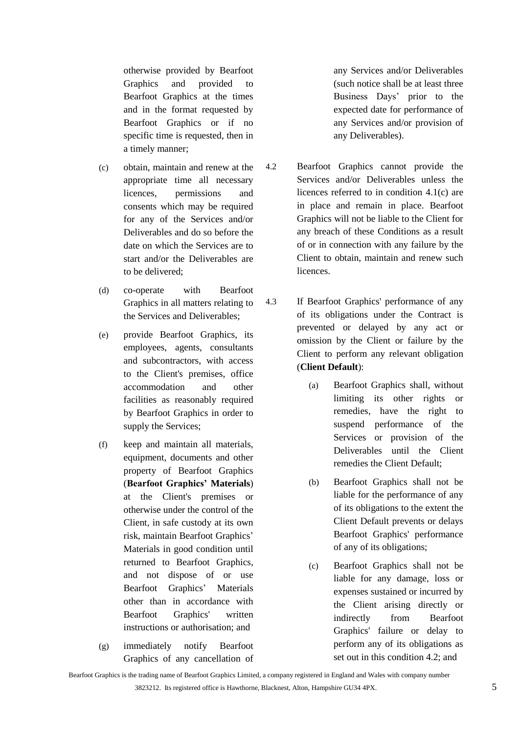otherwise provided by Bearfoot Graphics and provided to Bearfoot Graphics at the times and in the format requested by Bearfoot Graphics or if no specific time is requested, then in a timely manner;

(c) obtain, maintain and renew at the appropriate time all necessary licences, permissions and consents which may be required for any of the Services and/or Deliverables and do so before the date on which the Services are to start and/or the Deliverables are to be delivered;

(d) co-operate with Bearfoot Graphics in all matters relating to the Services and Deliverables;

(e) provide Bearfoot Graphics, its employees, agents, consultants and subcontractors, with access to the Client's premises, office accommodation and other facilities as reasonably required by Bearfoot Graphics in order to supply the Services;

(f) keep and maintain all materials, equipment, documents and other property of Bearfoot Graphics (**Bearfoot Graphics' Materials**) at the Client's premises or otherwise under the control of the Client, in safe custody at its own risk, maintain Bearfoot Graphics' Materials in good condition until returned to Bearfoot Graphics, and not dispose of or use Bearfoot Graphics' Materials other than in accordance with Bearfoot Graphics' written instructions or authorisation; and

(g) immediately notify Bearfoot Graphics of any cancellation of any Services and/or Deliverables (such notice shall be at least three Business Days' prior to the expected date for performance of any Services and/or provision of any Deliverables).

4.2 Bearfoot Graphics cannot provide the Services and/or Deliverables unless the licences referred to in condition 4.1(c) are in place and remain in place. Bearfoot Graphics will not be liable to the Client for any breach of these Conditions as a result of or in connection with any failure by the Client to obtain, maintain and renew such licences.

4.3 If Bearfoot Graphics' performance of any of its obligations under the Contract is prevented or delayed by any act or omission by the Client or failure by the Client to perform any relevant obligation (**Client Default**):

(a) Bearfoot Graphics shall, without limiting its other rights or remedies, have the right to suspend performance of the Services or provision of the Deliverables until the Client remedies the Client Default;

(b) Bearfoot Graphics shall not be liable for the performance of any of its obligations to the extent the Client Default prevents or delays Bearfoot Graphics' performance of any of its obligations;

(c) Bearfoot Graphics shall not be liable for any damage, loss or expenses sustained or incurred by the Client arising directly or indirectly from Bearfoot Graphics' failure or delay to perform any of its obligations as set out in this condition 4.2; and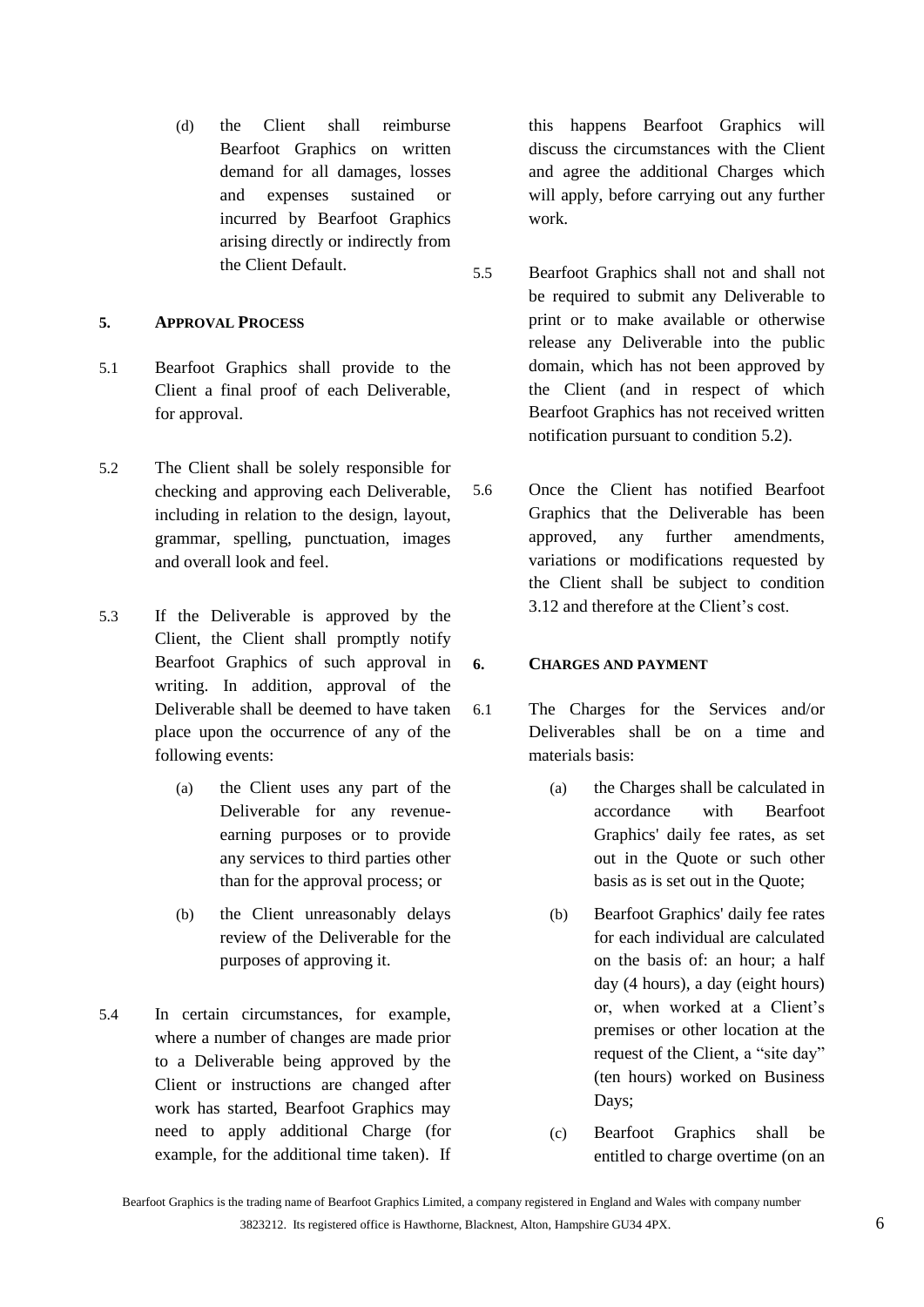(d) the Client shall reimburse Bearfoot Graphics on written demand for all damages, losses and expenses sustained or incurred by Bearfoot Graphics arising directly or indirectly from the Client Default.

## 5. APPROVAL PROCESS

5.1 Bearfoot Graphics shall provide to the Client a final proof of each Deliverable, for approval.

5.2 The Client shall be solely responsible for checking and approving each Deliverable, including in relation to the design, layout, grammar, spelling, punctuation, images and overall look and feel.

5.3 If the Deliverable is approved by the Client, the Client shall promptly notify Bearfoot Graphics of such approval in writing. In addition, approval of the Deliverable shall be deemed to have taken place upon the occurrence of any of the following events:

(a) the Client uses any part of the Deliverable for any revenue-earning purposes or to provide any services to third parties other than for the approval process; or

(b) the Client unreasonably delays review of the Deliverable for the purposes of approving it.

5.4 In certain circumstances, for example, where a number of changes are made prior to a Deliverable being approved by the Client or instructions are changed after work has started, Bearfoot Graphics may need to apply additional Charge (for example, for the additional time taken). If this happens Bearfoot Graphics will discuss the circumstances with the Client and agree the additional Charges which will apply, before carrying out any further work.

5.5 Bearfoot Graphics shall not and shall not be required to submit any Deliverable to print or to make available or otherwise release any Deliverable into the public domain, which has not been approved by the Client (and in respect of which Bearfoot Graphics has not received written notification pursuant to condition 5.2).

5.6 Once the Client has notified Bearfoot Graphics that the Deliverable has been approved, any further amendments, variations or modifications requested by the Client shall be subject to condition 3.12 and therefore at the Client's cost.

## 6. CHARGES AND PAYMENT

6.1 The Charges for the Services and/or Deliverables shall be on a time and materials basis:

(a) the Charges shall be calculated in accordance with Bearfoot Graphics' daily fee rates, as set out in the Quote or such other basis as is set out in the Quote;

(b) Bearfoot Graphics' daily fee rates for each individual are calculated on the basis of: an hour; a half day (4 hours), a day (eight hours) or, when worked at a Client's premises or other location at the request of the Client, a "site day" (ten hours) worked on Business Days;

(c) Bearfoot Graphics shall be entitled to charge overtime (on an

Bearfoot Graphics is the trading name of Bearfoot Graphics Limited, a company registered in England and Wales with company number 3823212. Its registered office is Hawthorne, Blacknest, Alton, Hampshire GU34 4PX.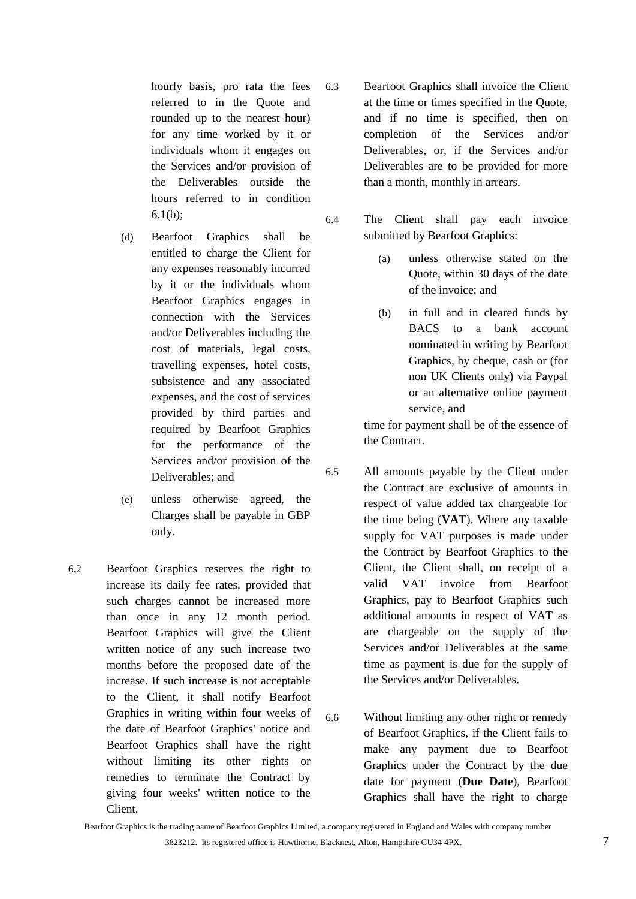hourly basis, pro rata the fees referred to in the Quote and rounded up to the nearest hour) for any time worked by it or individuals whom it engages on the Services and/or provision of the Deliverables outside the hours referred to in condition 6.1(b);

(d) Bearfoot Graphics shall be entitled to charge the Client for any expenses reasonably incurred by it or the individuals whom Bearfoot Graphics engages in connection with the Services and/or Deliverables including the cost of materials, legal costs, travelling expenses, hotel costs, subsistence and any associated expenses, and the cost of services provided by third parties and required by Bearfoot Graphics for the performance of the Services and/or provision of the Deliverables; and

(e) unless otherwise agreed, the Charges shall be payable in GBP only.

6.2 Bearfoot Graphics reserves the right to increase its daily fee rates, provided that such charges cannot be increased more than once in any 12 month period. Bearfoot Graphics will give the Client written notice of any such increase two months before the proposed date of the increase. If such increase is not acceptable to the Client, it shall notify Bearfoot Graphics in writing within four weeks of the date of Bearfoot Graphics' notice and Bearfoot Graphics shall have the right without limiting its other rights or remedies to terminate the Contract by giving four weeks' written notice to the Client.

6.3 Bearfoot Graphics shall invoice the Client at the time or times specified in the Quote, and if no time is specified, then on completion of the Services and/or Deliverables, or, if the Services and/or Deliverables are to be provided for more than a month, monthly in arrears.

6.4 The Client shall pay each invoice submitted by Bearfoot Graphics:

(a) unless otherwise stated on the Quote, within 30 days of the date of the invoice; and

(b) in full and in cleared funds by BACS to a bank account nominated in writing by Bearfoot Graphics, by cheque, cash or (for non UK Clients only) via Paypal or an alternative online payment service, and

time for payment shall be of the essence of the Contract.

6.5 All amounts payable by the Client under the Contract are exclusive of amounts in respect of value added tax chargeable for the time being (**VAT**). Where any taxable supply for VAT purposes is made under the Contract by Bearfoot Graphics to the Client, the Client shall, on receipt of a valid VAT invoice from Bearfoot Graphics, pay to Bearfoot Graphics such additional amounts in respect of VAT as are chargeable on the supply of the Services and/or Deliverables at the same time as payment is due for the supply of the Services and/or Deliverables.

6.6 Without limiting any other right or remedy of Bearfoot Graphics, if the Client fails to make any payment due to Bearfoot Graphics under the Contract by the due date for payment (**Due Date**), Bearfoot Graphics shall have the right to charge

Bearfoot Graphics is the trading name of Bearfoot Graphics Limited, a company registered in England and Wales with company number 3823212. Its registered office is Hawthorne, Blacknest, Alton, Hampshire GU34 4PX.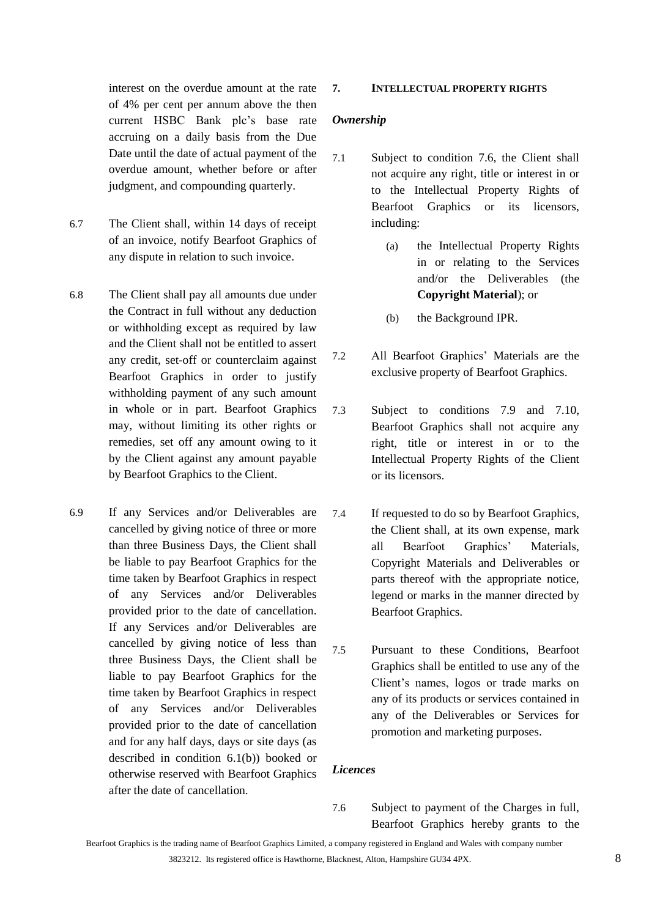interest on the overdue amount at the rate of 4% per cent per annum above the then current HSBC Bank plc's base rate accruing on a daily basis from the Due Date until the date of actual payment of the overdue amount, whether before or after judgment, and compounding quarterly.

6.7 The Client shall, within 14 days of receipt of an invoice, notify Bearfoot Graphics of any dispute in relation to such invoice.

6.8 The Client shall pay all amounts due under the Contract in full without any deduction or withholding except as required by law and the Client shall not be entitled to assert any credit, set-off or counterclaim against Bearfoot Graphics in order to justify withholding payment of any such amount in whole or in part. Bearfoot Graphics may, without limiting its other rights or remedies, set off any amount owing to it by the Client against any amount payable by Bearfoot Graphics to the Client.

6.9 If any Services and/or Deliverables are cancelled by giving notice of three or more than three Business Days, the Client shall be liable to pay Bearfoot Graphics for the time taken by Bearfoot Graphics in respect of any Services and/or Deliverables provided prior to the date of cancellation. If any Services and/or Deliverables are cancelled by giving notice of less than three Business Days, the Client shall be liable to pay Bearfoot Graphics for the time taken by Bearfoot Graphics in respect of any Services and/or Deliverables provided prior to the date of cancellation and for any half days, days or site days (as described in condition 6.1(b)) booked or otherwise reserved with Bearfoot Graphics after the date of cancellation.

## 7. INTELLECTUAL PROPERTY RIGHTS

***Ownership***

7.1 Subject to condition 7.6, the Client shall not acquire any right, title or interest in or to the Intellectual Property Rights of Bearfoot Graphics or its licensors, including:

(a) the Intellectual Property Rights in or relating to the Services and/or the Deliverables (the **Copyright Material**); or

(b) the Background IPR.

7.2 All Bearfoot Graphics' Materials are the exclusive property of Bearfoot Graphics.

7.3 Subject to conditions 7.9 and 7.10, Bearfoot Graphics shall not acquire any right, title or interest in or to the Intellectual Property Rights of the Client or its licensors.

7.4 If requested to do so by Bearfoot Graphics, the Client shall, at its own expense, mark all Bearfoot Graphics' Materials, Copyright Materials and Deliverables or parts thereof with the appropriate notice, legend or marks in the manner directed by Bearfoot Graphics.

7.5 Pursuant to these Conditions, Bearfoot Graphics shall be entitled to use any of the Client's names, logos or trade marks on any of its products or services contained in any of the Deliverables or Services for promotion and marketing purposes.

***Licences***

7.6 Subject to payment of the Charges in full, Bearfoot Graphics hereby grants to the

Bearfoot Graphics is the trading name of Bearfoot Graphics Limited, a company registered in England and Wales with company number 3823212. Its registered office is Hawthorne, Blacknest, Alton, Hampshire GU34 4PX.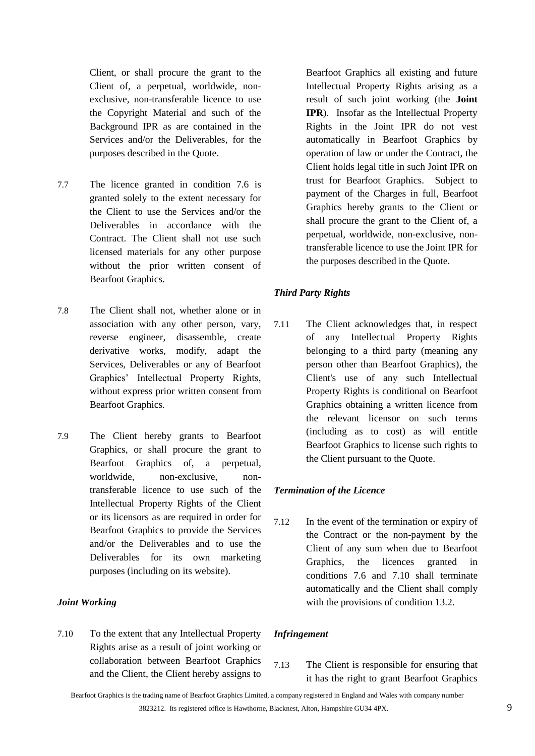Client, or shall procure the grant to the Client of, a perpetual, worldwide, non-exclusive, non-transferable licence to use the Copyright Material and such of the Background IPR as are contained in the Services and/or the Deliverables, for the purposes described in the Quote.

7.7 The licence granted in condition 7.6 is granted solely to the extent necessary for the Client to use the Services and/or the Deliverables in accordance with the Contract. The Client shall not use such licensed materials for any other purpose without the prior written consent of Bearfoot Graphics.

7.8 The Client shall not, whether alone or in association with any other person, vary, reverse engineer, disassemble, create derivative works, modify, adapt the Services, Deliverables or any of Bearfoot Graphics' Intellectual Property Rights, without express prior written consent from Bearfoot Graphics.

7.9 The Client hereby grants to Bearfoot Graphics, or shall procure the grant to Bearfoot Graphics of, a perpetual, worldwide, non-exclusive, non-transferable licence to use such of the Intellectual Property Rights of the Client or its licensors as are required in order for Bearfoot Graphics to provide the Services and/or the Deliverables and to use the Deliverables for its own marketing purposes (including on its website).

***Joint Working***

7.10 To the extent that any Intellectual Property Rights arise as a result of joint working or collaboration between Bearfoot Graphics and the Client, the Client hereby assigns to Bearfoot Graphics all existing and future Intellectual Property Rights arising as a result of such joint working (the **Joint IPR**). Insofar as the Intellectual Property Rights in the Joint IPR do not vest automatically in Bearfoot Graphics by operation of law or under the Contract, the Client holds legal title in such Joint IPR on trust for Bearfoot Graphics. Subject to payment of the Charges in full, Bearfoot Graphics hereby grants to the Client or shall procure the grant to the Client of, a perpetual, worldwide, non-exclusive, non-transferable licence to use the Joint IPR for the purposes described in the Quote.

***Third Party Rights***

7.11 The Client acknowledges that, in respect of any Intellectual Property Rights belonging to a third party (meaning any person other than Bearfoot Graphics), the Client's use of any such Intellectual Property Rights is conditional on Bearfoot Graphics obtaining a written licence from the relevant licensor on such terms (including as to cost) as will entitle Bearfoot Graphics to license such rights to the Client pursuant to the Quote.

***Termination of the Licence***

7.12 In the event of the termination or expiry of the Contract or the non-payment by the Client of any sum when due to Bearfoot Graphics, the licences granted in conditions 7.6 and 7.10 shall terminate automatically and the Client shall comply with the provisions of condition 13.2.

***Infringement***

7.13 The Client is responsible for ensuring that it has the right to grant Bearfoot Graphics

Bearfoot Graphics is the trading name of Bearfoot Graphics Limited, a company registered in England and Wales with company number 3823212. Its registered office is Hawthorne, Blacknest, Alton, Hampshire GU34 4PX.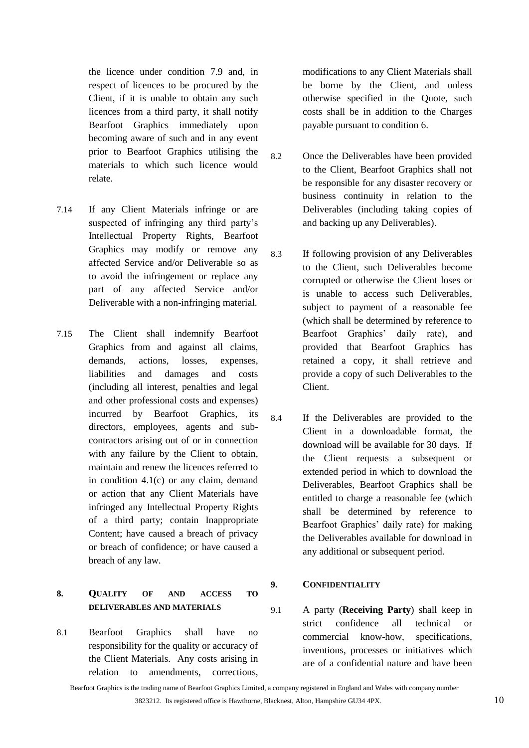the licence under condition 7.9 and, in respect of licences to be procured by the Client, if it is unable to obtain any such licences from a third party, it shall notify Bearfoot Graphics immediately upon becoming aware of such and in any event prior to Bearfoot Graphics utilising the materials to which such licence would relate.

7.14 If any Client Materials infringe or are suspected of infringing any third party's Intellectual Property Rights, Bearfoot Graphics may modify or remove any affected Service and/or Deliverable so as to avoid the infringement or replace any part of any affected Service and/or Deliverable with a non-infringing material.

7.15 The Client shall indemnify Bearfoot Graphics from and against all claims, demands, actions, losses, expenses, liabilities and damages and costs (including all interest, penalties and legal and other professional costs and expenses) incurred by Bearfoot Graphics, its directors, employees, agents and sub-contractors arising out of or in connection with any failure by the Client to obtain, maintain and renew the licences referred to in condition 4.1(c) or any claim, demand or action that any Client Materials have infringed any Intellectual Property Rights of a third party; contain Inappropriate Content; have caused a breach of privacy or breach of confidence; or have caused a breach of any law.

## 8. QUALITY OF AND ACCESS TO DELIVERABLES AND MATERIALS

8.1 Bearfoot Graphics shall have no responsibility for the quality or accuracy of the Client Materials. Any costs arising in relation to amendments, corrections, modifications to any Client Materials shall be borne by the Client, and unless otherwise specified in the Quote, such costs shall be in addition to the Charges payable pursuant to condition 6.

8.2 Once the Deliverables have been provided to the Client, Bearfoot Graphics shall not be responsible for any disaster recovery or business continuity in relation to the Deliverables (including taking copies of and backing up any Deliverables).

8.3 If following provision of any Deliverables to the Client, such Deliverables become corrupted or otherwise the Client loses or is unable to access such Deliverables, subject to payment of a reasonable fee (which shall be determined by reference to Bearfoot Graphics' daily rate), and provided that Bearfoot Graphics has retained a copy, it shall retrieve and provide a copy of such Deliverables to the Client.

8.4 If the Deliverables are provided to the Client in a downloadable format, the download will be available for 30 days. If the Client requests a subsequent or extended period in which to download the Deliverables, Bearfoot Graphics shall be entitled to charge a reasonable fee (which shall be determined by reference to Bearfoot Graphics' daily rate) for making the Deliverables available for download in any additional or subsequent period.

## 9. CONFIDENTIALITY

9.1 A party (**Receiving Party**) shall keep in strict confidence all technical or commercial know-how, specifications, inventions, processes or initiatives which are of a confidential nature and have been

Bearfoot Graphics is the trading name of Bearfoot Graphics Limited, a company registered in England and Wales with company number 3823212. Its registered office is Hawthorne, Blacknest, Alton, Hampshire GU34 4PX.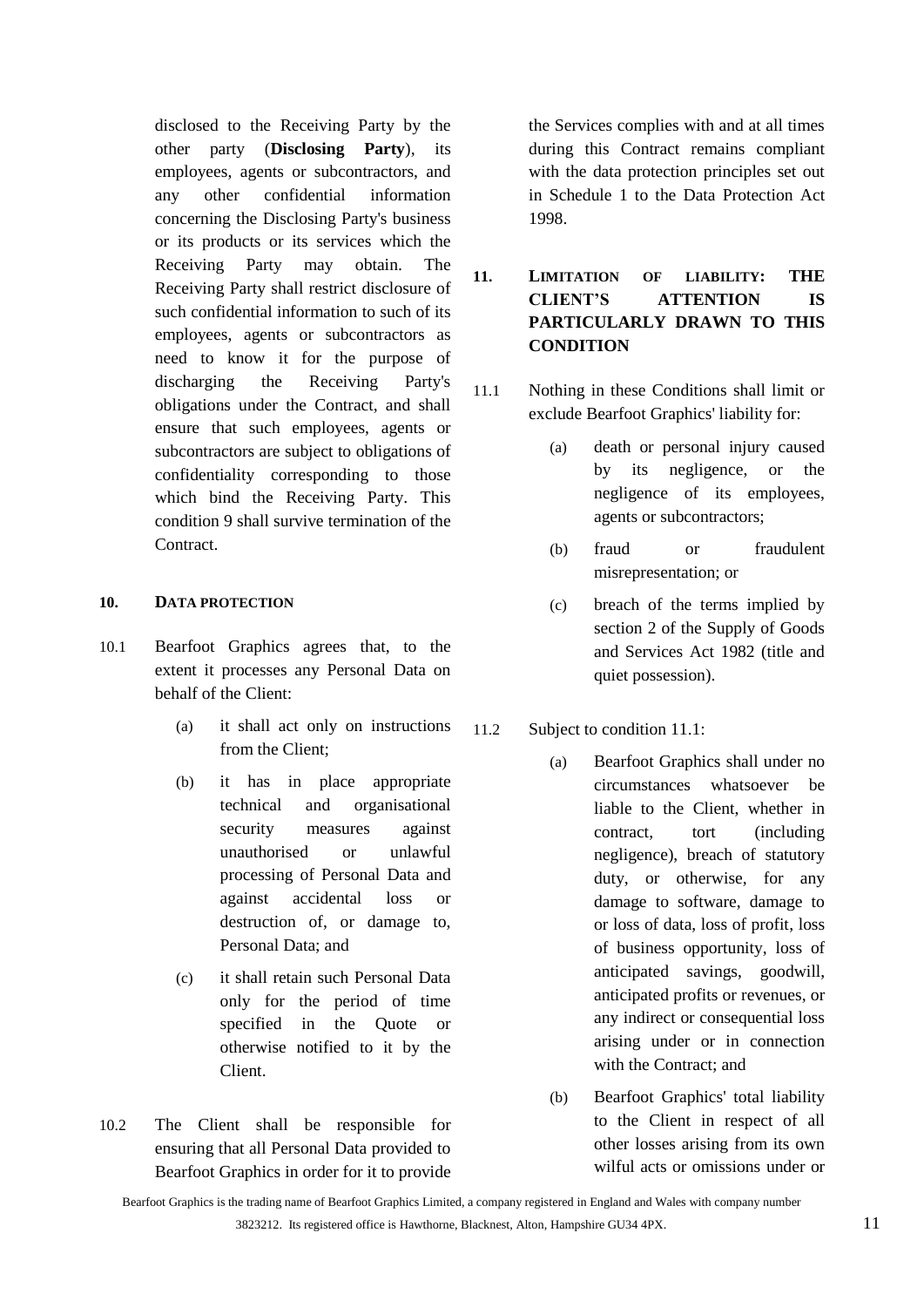disclosed to the Receiving Party by the other party (**Disclosing Party**), its employees, agents or subcontractors, and any other confidential information concerning the Disclosing Party's business or its products or its services which the Receiving Party may obtain. The Receiving Party shall restrict disclosure of such confidential information to such of its employees, agents or subcontractors as need to know it for the purpose of discharging the Receiving Party's obligations under the Contract, and shall ensure that such employees, agents or subcontractors are subject to obligations of confidentiality corresponding to those which bind the Receiving Party. This condition 9 shall survive termination of the Contract.

## 10. DATA PROTECTION

10.1 Bearfoot Graphics agrees that, to the extent it processes any Personal Data on behalf of the Client:

(a) it shall act only on instructions from the Client;

(b) it has in place appropriate technical and organisational security measures against unauthorised or unlawful processing of Personal Data and against accidental loss or destruction of, or damage to, Personal Data; and

(c) it shall retain such Personal Data only for the period of time specified in the Quote or otherwise notified to it by the Client.

10.2 The Client shall be responsible for ensuring that all Personal Data provided to Bearfoot Graphics in order for it to provide the Services complies with and at all times during this Contract remains compliant with the data protection principles set out in Schedule 1 to the Data Protection Act 1998.

## 11. LIMITATION OF LIABILITY: THE CLIENT'S ATTENTION IS PARTICULARLY DRAWN TO THIS CONDITION

11.1 Nothing in these Conditions shall limit or exclude Bearfoot Graphics' liability for:

(a) death or personal injury caused by its negligence, or the negligence of its employees, agents or subcontractors;

(b) fraud or fraudulent misrepresentation; or

(c) breach of the terms implied by section 2 of the Supply of Goods and Services Act 1982 (title and quiet possession).

11.2 Subject to condition 11.1:

(a) Bearfoot Graphics shall under no circumstances whatsoever be liable to the Client, whether in contract, tort (including negligence), breach of statutory duty, or otherwise, for any damage to software, damage to or loss of data, loss of profit, loss of business opportunity, loss of anticipated savings, goodwill, anticipated profits or revenues, or any indirect or consequential loss arising under or in connection with the Contract; and

(b) Bearfoot Graphics' total liability to the Client in respect of all other losses arising from its own wilful acts or omissions under or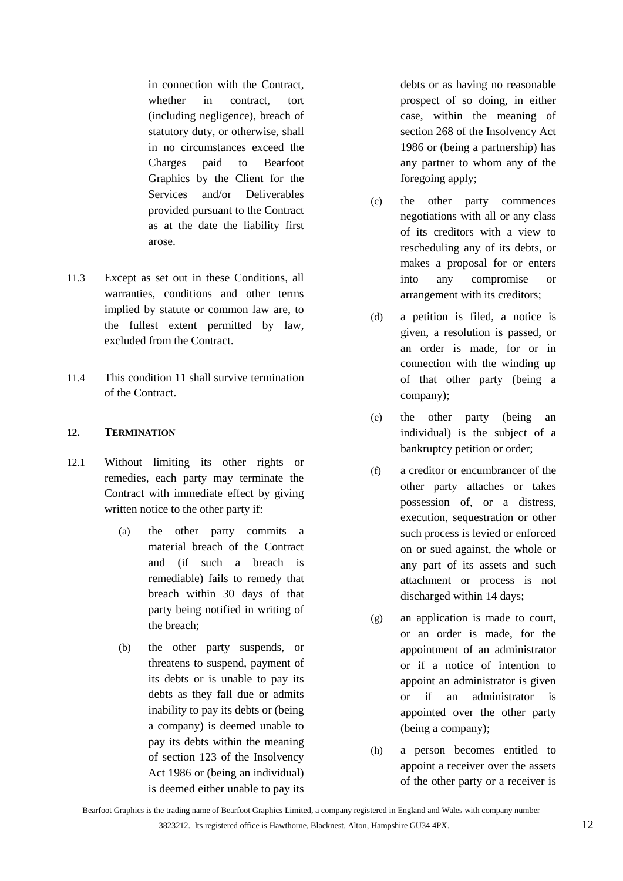in connection with the Contract, whether in contract, tort (including negligence), breach of statutory duty, or otherwise, shall in no circumstances exceed the Charges paid to Bearfoot Graphics by the Client for the Services and/or Deliverables provided pursuant to the Contract as at the date the liability first arose.

11.3 Except as set out in these Conditions, all warranties, conditions and other terms implied by statute or common law are, to the fullest extent permitted by law, excluded from the Contract.

11.4 This condition 11 shall survive termination of the Contract.

## 12. TERMINATION

12.1 Without limiting its other rights or remedies, each party may terminate the Contract with immediate effect by giving written notice to the other party if:

- (a) the other party commits a material breach of the Contract and (if such a breach is remediable) fails to remedy that breach within 30 days of that party being notified in writing of the breach;
- (b) the other party suspends, or threatens to suspend, payment of its debts or is unable to pay its debts as they fall due or admits inability to pay its debts or (being a company) is deemed unable to pay its debts within the meaning of section 123 of the Insolvency Act 1986 or (being an individual) is deemed either unable to pay its debts or as having no reasonable prospect of so doing, in either case, within the meaning of section 268 of the Insolvency Act 1986 or (being a partnership) has any partner to whom any of the foregoing apply;
- (c) the other party commences negotiations with all or any class of its creditors with a view to rescheduling any of its debts, or makes a proposal for or enters into any compromise or arrangement with its creditors;
- (d) a petition is filed, a notice is given, a resolution is passed, or an order is made, for or in connection with the winding up of that other party (being a company);
- (e) the other party (being an individual) is the subject of a bankruptcy petition or order;
- (f) a creditor or encumbrancer of the other party attaches or takes possession of, or a distress, execution, sequestration or other such process is levied or enforced on or sued against, the whole or any part of its assets and such attachment or process is not discharged within 14 days;
- (g) an application is made to court, or an order is made, for the appointment of an administrator or if a notice of intention to appoint an administrator is given or if an administrator is appointed over the other party (being a company);
- (h) a person becomes entitled to appoint a receiver over the assets of the other party or a receiver is

Bearfoot Graphics is the trading name of Bearfoot Graphics Limited, a company registered in England and Wales with company number 3823212. Its registered office is Hawthorne, Blacknest, Alton, Hampshire GU34 4PX.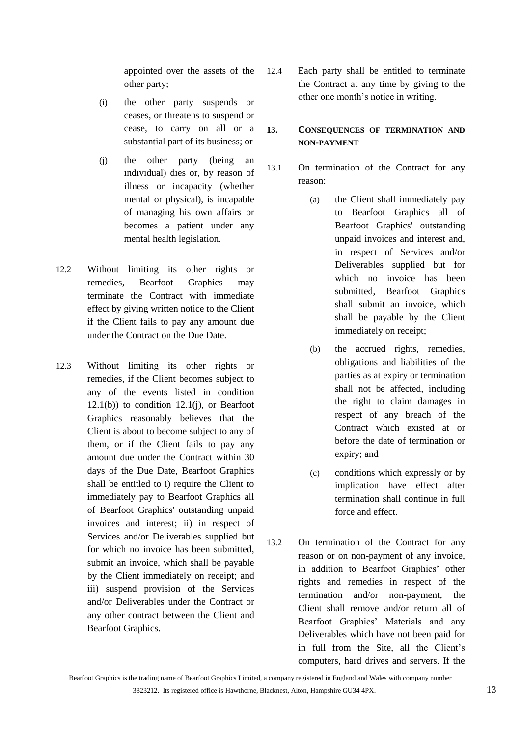appointed over the assets of the other party;

(i) the other party suspends or ceases, or threatens to suspend or cease, to carry on all or a substantial part of its business; or

(j) the other party (being an individual) dies or, by reason of illness or incapacity (whether mental or physical), is incapable of managing his own affairs or becomes a patient under any mental health legislation.

12.2 Without limiting its other rights or remedies, Bearfoot Graphics may terminate the Contract with immediate effect by giving written notice to the Client if the Client fails to pay any amount due under the Contract on the Due Date.

12.3 Without limiting its other rights or remedies, if the Client becomes subject to any of the events listed in condition 12.1(b)) to condition 12.1(j), or Bearfoot Graphics reasonably believes that the Client is about to become subject to any of them, or if the Client fails to pay any amount due under the Contract within 30 days of the Due Date, Bearfoot Graphics shall be entitled to i) require the Client to immediately pay to Bearfoot Graphics all of Bearfoot Graphics' outstanding unpaid invoices and interest; ii) in respect of Services and/or Deliverables supplied but for which no invoice has been submitted, submit an invoice, which shall be payable by the Client immediately on receipt; and iii) suspend provision of the Services and/or Deliverables under the Contract or any other contract between the Client and Bearfoot Graphics.

12.4 Each party shall be entitled to terminate the Contract at any time by giving to the other one month's notice in writing.

## 13. Consequences of termination and non-payment

13.1 On termination of the Contract for any reason:

(a) the Client shall immediately pay to Bearfoot Graphics all of Bearfoot Graphics' outstanding unpaid invoices and interest and, in respect of Services and/or Deliverables supplied but for which no invoice has been submitted, Bearfoot Graphics shall submit an invoice, which shall be payable by the Client immediately on receipt;

(b) the accrued rights, remedies, obligations and liabilities of the parties as at expiry or termination shall not be affected, including the right to claim damages in respect of any breach of the Contract which existed at or before the date of termination or expiry; and

(c) conditions which expressly or by implication have effect after termination shall continue in full force and effect.

13.2 On termination of the Contract for any reason or on non-payment of any invoice, in addition to Bearfoot Graphics' other rights and remedies in respect of the termination and/or non-payment, the Client shall remove and/or return all of Bearfoot Graphics' Materials and any Deliverables which have not been paid for in full from the Site, all the Client's computers, hard drives and servers. If the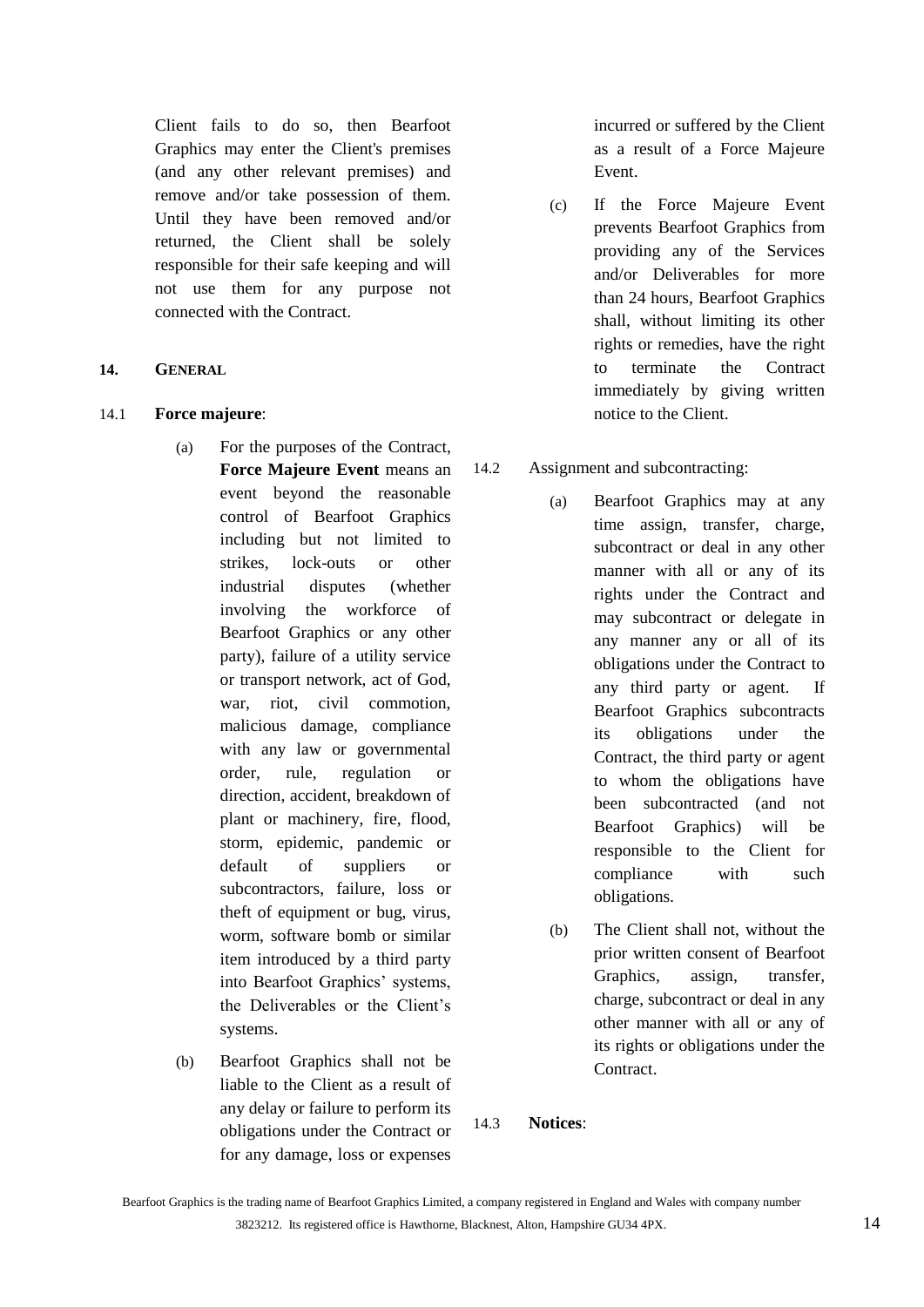Client fails to do so, then Bearfoot Graphics may enter the Client's premises (and any other relevant premises) and remove and/or take possession of them. Until they have been removed and/or returned, the Client shall be solely responsible for their safe keeping and will not use them for any purpose not connected with the Contract.

## 14. GENERAL

14.1 **Force majeure**:

(a) For the purposes of the Contract, **Force Majeure Event** means an event beyond the reasonable control of Bearfoot Graphics including but not limited to strikes, lock-outs or other industrial disputes (whether involving the workforce of Bearfoot Graphics or any other party), failure of a utility service or transport network, act of God, war, riot, civil commotion, malicious damage, compliance with any law or governmental order, rule, regulation or direction, accident, breakdown of plant or machinery, fire, flood, storm, epidemic, pandemic or default of suppliers or subcontractors, failure, loss or theft of equipment or bug, virus, worm, software bomb or similar item introduced by a third party into Bearfoot Graphics' systems, the Deliverables or the Client's systems.

(b) Bearfoot Graphics shall not be liable to the Client as a result of any delay or failure to perform its obligations under the Contract or for any damage, loss or expenses incurred or suffered by the Client as a result of a Force Majeure Event.

(c) If the Force Majeure Event prevents Bearfoot Graphics from providing any of the Services and/or Deliverables for more than 24 hours, Bearfoot Graphics shall, without limiting its other rights or remedies, have the right to terminate the Contract immediately by giving written notice to the Client.

14.2 Assignment and subcontracting:

(a) Bearfoot Graphics may at any time assign, transfer, charge, subcontract or deal in any other manner with all or any of its rights under the Contract and may subcontract or delegate in any manner any or all of its obligations under the Contract to any third party or agent. If Bearfoot Graphics subcontracts its obligations under the Contract, the third party or agent to whom the obligations have been subcontracted (and not Bearfoot Graphics) will be responsible to the Client for compliance with such obligations.

(b) The Client shall not, without the prior written consent of Bearfoot Graphics, assign, transfer, charge, subcontract or deal in any other manner with all or any of its rights or obligations under the Contract.

14.3 **Notices**: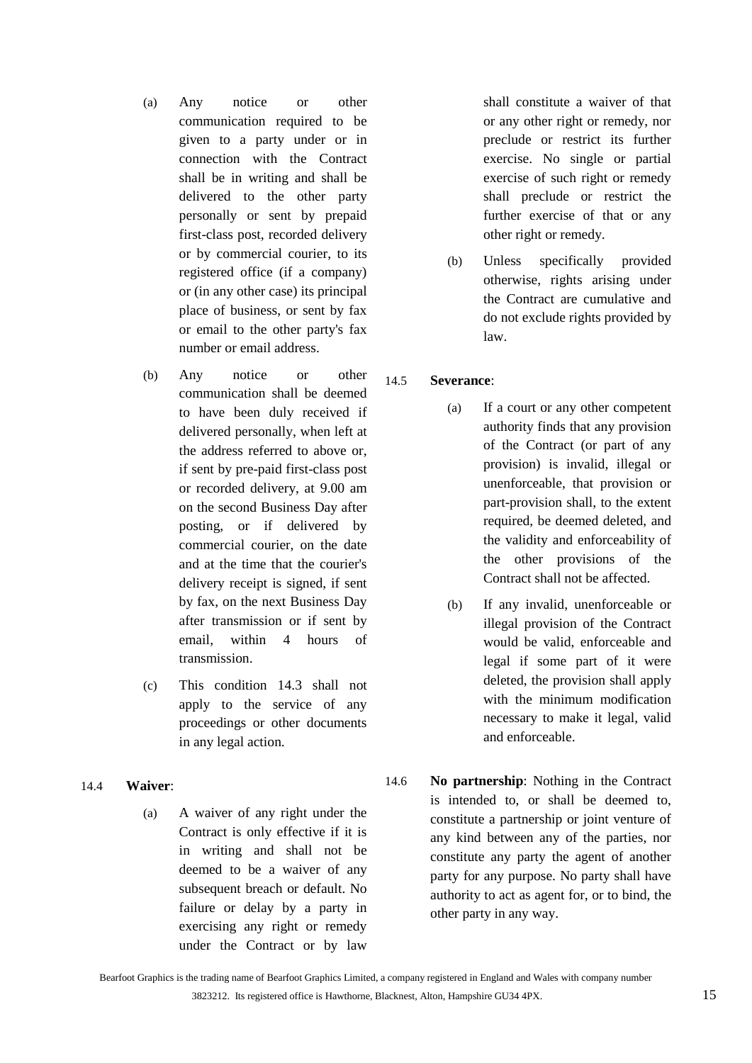(a) Any notice or other communication required to be given to a party under or in connection with the Contract shall be in writing and shall be delivered to the other party personally or sent by prepaid first-class post, recorded delivery or by commercial courier, to its registered office (if a company) or (in any other case) its principal place of business, or sent by fax or email to the other party's fax number or email address.

(b) Any notice or other communication shall be deemed to have been duly received if delivered personally, when left at the address referred to above or, if sent by pre-paid first-class post or recorded delivery, at 9.00 am on the second Business Day after posting, or if delivered by commercial courier, on the date and at the time that the courier's delivery receipt is signed, if sent by fax, on the next Business Day after transmission or if sent by email, within 4 hours of transmission.

(c) This condition 14.3 shall not apply to the service of any proceedings or other documents in any legal action.

14.4 **Waiver**:

(a) A waiver of any right under the Contract is only effective if it is in writing and shall not be deemed to be a waiver of any subsequent breach or default. No failure or delay by a party in exercising any right or remedy under the Contract or by law shall constitute a waiver of that or any other right or remedy, nor preclude or restrict its further exercise. No single or partial exercise of such right or remedy shall preclude or restrict the further exercise of that or any other right or remedy.

(b) Unless specifically provided otherwise, rights arising under the Contract are cumulative and do not exclude rights provided by law.

14.5 **Severance**:

(a) If a court or any other competent authority finds that any provision of the Contract (or part of any provision) is invalid, illegal or unenforceable, that provision or part-provision shall, to the extent required, be deemed deleted, and the validity and enforceability of the other provisions of the Contract shall not be affected.

(b) If any invalid, unenforceable or illegal provision of the Contract would be valid, enforceable and legal if some part of it were deleted, the provision shall apply with the minimum modification necessary to make it legal, valid and enforceable.

14.6 **No partnership**: Nothing in the Contract is intended to, or shall be deemed to, constitute a partnership or joint venture of any kind between any of the parties, nor constitute any party the agent of another party for any purpose. No party shall have authority to act as agent for, or to bind, the other party in any way.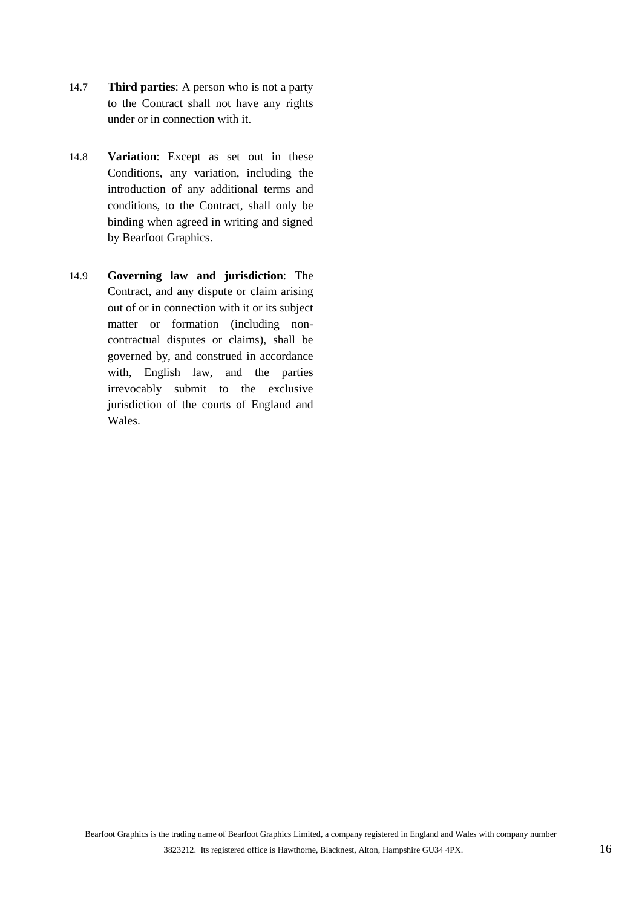14.7 **Third parties**: A person who is not a party to the Contract shall not have any rights under or in connection with it.

14.8 **Variation**: Except as set out in these Conditions, any variation, including the introduction of any additional terms and conditions, to the Contract, shall only be binding when agreed in writing and signed by Bearfoot Graphics.

14.9 **Governing law and jurisdiction**: The Contract, and any dispute or claim arising out of or in connection with it or its subject matter or formation (including non-contractual disputes or claims), shall be governed by, and construed in accordance with, English law, and the parties irrevocably submit to the exclusive jurisdiction of the courts of England and Wales.